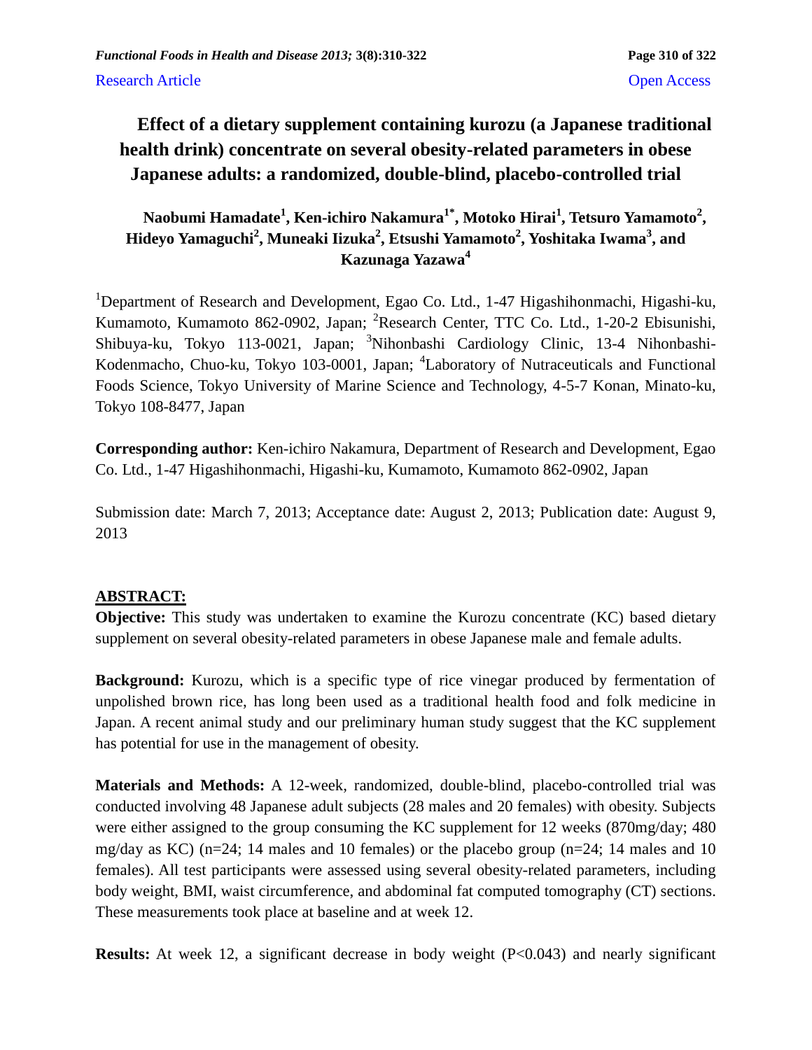Research Article Open Access

# Effect of a dietary supplement containing kurozu (a Japanese traditional health drink) concentrate on several obesity-related parameters in obese Japanese adults: a randomized, double-blind, placebo-controlled trial

**Naobumi Hamadate[1], Ken-ichiro Nakamura[1*], Motoko Hirai[1], Tetsuro Yamamoto[2], Hideyo Yamaguchi[2], Muneaki Iizuka[2], Etsushi Yamamoto[2], Yoshitaka Iwama[3], and Kazunaga Yazawa[4]**

[1]Department of Research and Development, Egao Co. Ltd., 1-47 Higashihonmachi, Higashi-ku, Kumamoto, Kumamoto 862-0902, Japan; [2]Research Center, TTC Co. Ltd., 1-20-2 Ebisunishi, Shibuya-ku, Tokyo 113-0021, Japan; [3]Nihonbashi Cardiology Clinic, 13-4 Nihonbashi-Kodenmacho, Chuo-ku, Tokyo 103-0001, Japan; [4]Laboratory of Nutraceuticals and Functional Foods Science, Tokyo University of Marine Science and Technology, 4-5-7 Konan, Minato-ku, Tokyo 108-8477, Japan

**Corresponding author:** Ken-ichiro Nakamura, Department of Research and Development, Egao Co. Ltd., 1-47 Higashihonmachi, Higashi-ku, Kumamoto, Kumamoto 862-0902, Japan

Submission date: March 7, 2013; Acceptance date: August 2, 2013; Publication date: August 9, 2013

## ABSTRACT:

**Objective:** This study was undertaken to examine the Kurozu concentrate (KC) based dietary supplement on several obesity-related parameters in obese Japanese male and female adults.

**Background:** Kurozu, which is a specific type of rice vinegar produced by fermentation of unpolished brown rice, has long been used as a traditional health food and folk medicine in Japan. A recent animal study and our preliminary human study suggest that the KC supplement has potential for use in the management of obesity.

**Materials and Methods:** A 12-week, randomized, double-blind, placebo-controlled trial was conducted involving 48 Japanese adult subjects (28 males and 20 females) with obesity. Subjects were either assigned to the group consuming the KC supplement for 12 weeks (870mg/day; 480 mg/day as KC) (n=24; 14 males and 10 females) or the placebo group (n=24; 14 males and 10 females). All test participants were assessed using several obesity-related parameters, including body weight, BMI, waist circumference, and abdominal fat computed tomography (CT) sections. These measurements took place at baseline and at week 12.

**Results:** At week 12, a significant decrease in body weight ($P<0.043$) and nearly significant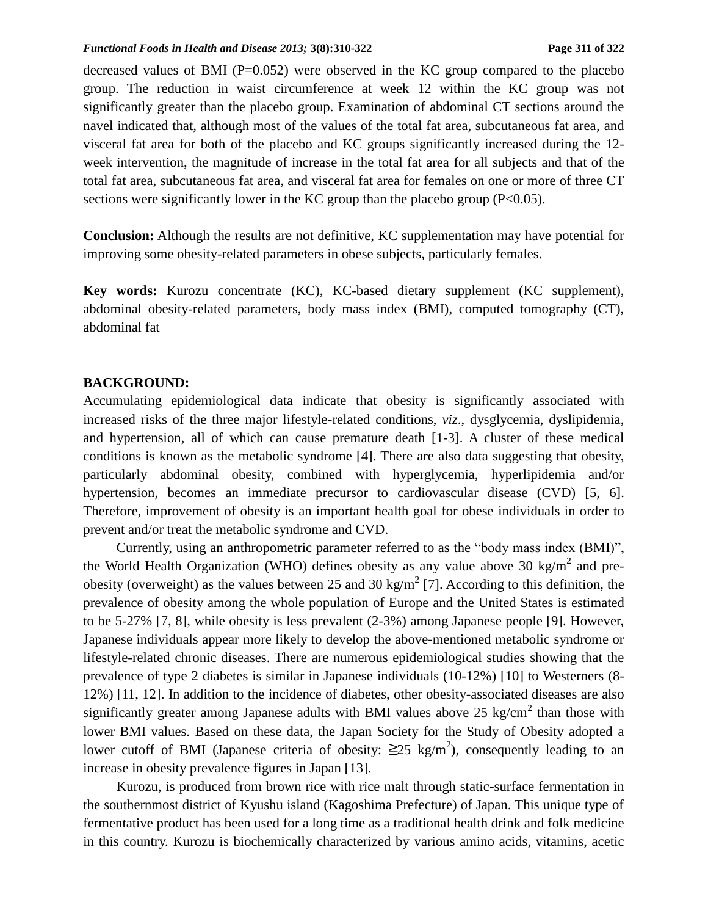decreased values of BMI (P=0.052) were observed in the KC group compared to the placebo group. The reduction in waist circumference at week 12 within the KC group was not significantly greater than the placebo group. Examination of abdominal CT sections around the navel indicated that, although most of the values of the total fat area, subcutaneous fat area, and visceral fat area for both of the placebo and KC groups significantly increased during the 12-week intervention, the magnitude of increase in the total fat area for all subjects and that of the total fat area, subcutaneous fat area, and visceral fat area for females on one or more of three CT sections were significantly lower in the KC group than the placebo group (P<0.05).

**Conclusion:** Although the results are not definitive, KC supplementation may have potential for improving some obesity-related parameters in obese subjects, particularly females.

**Key words:** Kurozu concentrate (KC), KC-based dietary supplement (KC supplement), abdominal obesity-related parameters, body mass index (BMI), computed tomography (CT), abdominal fat

## BACKGROUND:

Accumulating epidemiological data indicate that obesity is significantly associated with increased risks of the three major lifestyle-related conditions, *viz*., dysglycemia, dyslipidemia, and hypertension, all of which can cause premature death [1-3]. A cluster of these medical conditions is known as the metabolic syndrome [4]. There are also data suggesting that obesity, particularly abdominal obesity, combined with hyperglycemia, hyperlipidemia and/or hypertension, becomes an immediate precursor to cardiovascular disease (CVD) [5, 6]. Therefore, improvement of obesity is an important health goal for obese individuals in order to prevent and/or treat the metabolic syndrome and CVD.

Currently, using an anthropometric parameter referred to as the "body mass index (BMI)", the World Health Organization (WHO) defines obesity as any value above 30 kg/m$^2$ and pre-obesity (overweight) as the values between 25 and 30 kg/m$^2$ [7]. According to this definition, the prevalence of obesity among the whole population of Europe and the United States is estimated to be 5-27% [7, 8], while obesity is less prevalent (2-3%) among Japanese people [9]. However, Japanese individuals appear more likely to develop the above-mentioned metabolic syndrome or lifestyle-related chronic diseases. There are numerous epidemiological studies showing that the prevalence of type 2 diabetes is similar in Japanese individuals (10-12%) [10] to Westerners (8-12%) [11, 12]. In addition to the incidence of diabetes, other obesity-associated diseases are also significantly greater among Japanese adults with BMI values above 25 kg/cm$^2$ than those with lower BMI values. Based on these data, the Japan Society for the Study of Obesity adopted a lower cutoff of BMI (Japanese criteria of obesity: ≧25 kg/m$^2$), consequently leading to an increase in obesity prevalence figures in Japan [13].

Kurozu, is produced from brown rice with rice malt through static-surface fermentation in the southernmost district of Kyushu island (Kagoshima Prefecture) of Japan. This unique type of fermentative product has been used for a long time as a traditional health drink and folk medicine in this country. Kurozu is biochemically characterized by various amino acids, vitamins, acetic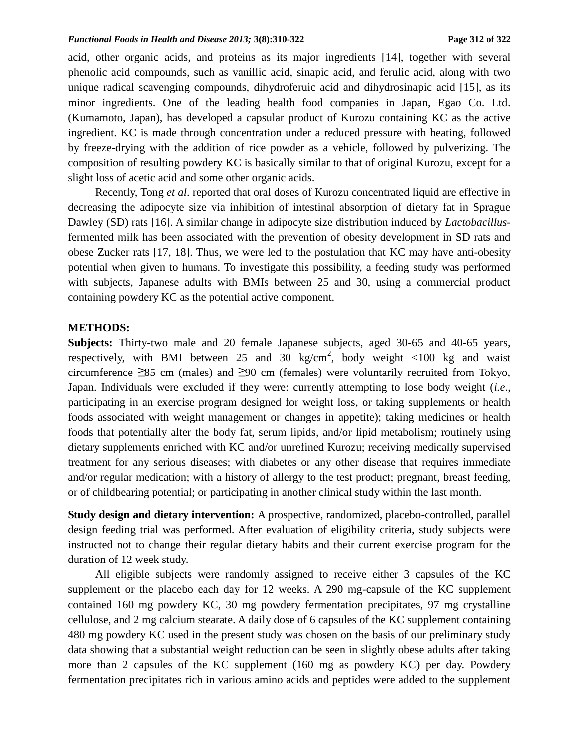acid, other organic acids, and proteins as its major ingredients [14], together with several phenolic acid compounds, such as vanillic acid, sinapic acid, and ferulic acid, along with two unique radical scavenging compounds, dihydroferuic acid and dihydrosinapic acid [15], as its minor ingredients. One of the leading health food companies in Japan, Egao Co. Ltd. (Kumamoto, Japan), has developed a capsular product of Kurozu containing KC as the active ingredient. KC is made through concentration under a reduced pressure with heating, followed by freeze-drying with the addition of rice powder as a vehicle, followed by pulverizing. The composition of resulting powdery KC is basically similar to that of original Kurozu, except for a slight loss of acetic acid and some other organic acids.

Recently, Tong *et al*. reported that oral doses of Kurozu concentrated liquid are effective in decreasing the adipocyte size via inhibition of intestinal absorption of dietary fat in Sprague Dawley (SD) rats [16]. A similar change in adipocyte size distribution induced by *Lactobacillus*-fermented milk has been associated with the prevention of obesity development in SD rats and obese Zucker rats [17, 18]. Thus, we were led to the postulation that KC may have anti-obesity potential when given to humans. To investigate this possibility, a feeding study was performed with subjects, Japanese adults with BMIs between 25 and 30, using a commercial product containing powdery KC as the potential active component.

## METHODS:

**Subjects:** Thirty-two male and 20 female Japanese subjects, aged 30-65 and 40-65 years, respectively, with BMI between 25 and 30 kg/cm$^2$, body weight <100 kg and waist circumference ≧85 cm (males) and ≧90 cm (females) were voluntarily recruited from Tokyo, Japan. Individuals were excluded if they were: currently attempting to lose body weight (*i.e*., participating in an exercise program designed for weight loss, or taking supplements or health foods associated with weight management or changes in appetite); taking medicines or health foods that potentially alter the body fat, serum lipids, and/or lipid metabolism; routinely using dietary supplements enriched with KC and/or unrefined Kurozu; receiving medically supervised treatment for any serious diseases; with diabetes or any other disease that requires immediate and/or regular medication; with a history of allergy to the test product; pregnant, breast feeding, or of childbearing potential; or participating in another clinical study within the last month.

**Study design and dietary intervention:** A prospective, randomized, placebo-controlled, parallel design feeding trial was performed. After evaluation of eligibility criteria, study subjects were instructed not to change their regular dietary habits and their current exercise program for the duration of 12 week study.

All eligible subjects were randomly assigned to receive either 3 capsules of the KC supplement or the placebo each day for 12 weeks. A 290 mg-capsule of the KC supplement contained 160 mg powdery KC, 30 mg powdery fermentation precipitates, 97 mg crystalline cellulose, and 2 mg calcium stearate. A daily dose of 6 capsules of the KC supplement containing 480 mg powdery KC used in the present study was chosen on the basis of our preliminary study data showing that a substantial weight reduction can be seen in slightly obese adults after taking more than 2 capsules of the KC supplement (160 mg as powdery KC) per day. Powdery fermentation precipitates rich in various amino acids and peptides were added to the supplement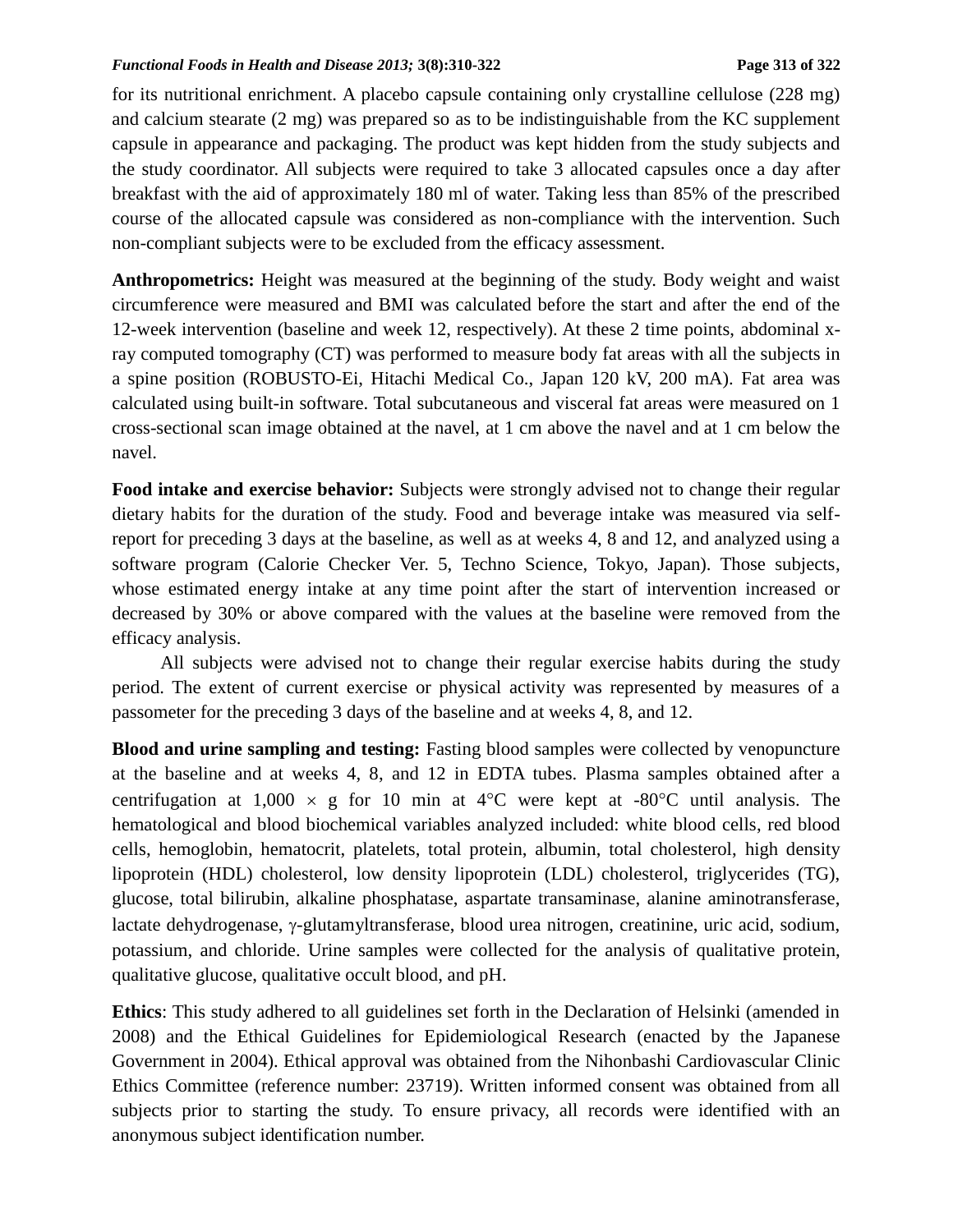for its nutritional enrichment. A placebo capsule containing only crystalline cellulose (228 mg) and calcium stearate (2 mg) was prepared so as to be indistinguishable from the KC supplement capsule in appearance and packaging. The product was kept hidden from the study subjects and the study coordinator. All subjects were required to take 3 allocated capsules once a day after breakfast with the aid of approximately 180 ml of water. Taking less than 85% of the prescribed course of the allocated capsule was considered as non-compliance with the intervention. Such non-compliant subjects were to be excluded from the efficacy assessment.

**Anthropometrics:** Height was measured at the beginning of the study. Body weight and waist circumference were measured and BMI was calculated before the start and after the end of the 12-week intervention (baseline and week 12, respectively). At these 2 time points, abdominal x-ray computed tomography (CT) was performed to measure body fat areas with all the subjects in a spine position (ROBUSTO-Ei, Hitachi Medical Co., Japan 120 kV, 200 mA). Fat area was calculated using built-in software. Total subcutaneous and visceral fat areas were measured on 1 cross-sectional scan image obtained at the navel, at 1 cm above the navel and at 1 cm below the navel.

**Food intake and exercise behavior:** Subjects were strongly advised not to change their regular dietary habits for the duration of the study. Food and beverage intake was measured via self-report for preceding 3 days at the baseline, as well as at weeks 4, 8 and 12, and analyzed using a software program (Calorie Checker Ver. 5, Techno Science, Tokyo, Japan). Those subjects, whose estimated energy intake at any time point after the start of intervention increased or decreased by 30% or above compared with the values at the baseline were removed from the efficacy analysis.

All subjects were advised not to change their regular exercise habits during the study period. The extent of current exercise or physical activity was represented by measures of a passometer for the preceding 3 days of the baseline and at weeks 4, 8, and 12.

**Blood and urine sampling and testing:** Fasting blood samples were collected by venopuncture at the baseline and at weeks 4, 8, and 12 in EDTA tubes. Plasma samples obtained after a centrifugation at 1,000 $\times$ g for 10 min at 4°C were kept at -80°C until analysis. The hematological and blood biochemical variables analyzed included: white blood cells, red blood cells, hemoglobin, hematocrit, platelets, total protein, albumin, total cholesterol, high density lipoprotein (HDL) cholesterol, low density lipoprotein (LDL) cholesterol, triglycerides (TG), glucose, total bilirubin, alkaline phosphatase, aspartate transaminase, alanine aminotransferase, lactate dehydrogenase, $\gamma$-glutamyltransferase, blood urea nitrogen, creatinine, uric acid, sodium, potassium, and chloride. Urine samples were collected for the analysis of qualitative protein, qualitative glucose, qualitative occult blood, and pH.

**Ethics**: This study adhered to all guidelines set forth in the Declaration of Helsinki (amended in 2008) and the Ethical Guidelines for Epidemiological Research (enacted by the Japanese Government in 2004). Ethical approval was obtained from the Nihonbashi Cardiovascular Clinic Ethics Committee (reference number: 23719). Written informed consent was obtained from all subjects prior to starting the study. To ensure privacy, all records were identified with an anonymous subject identification number.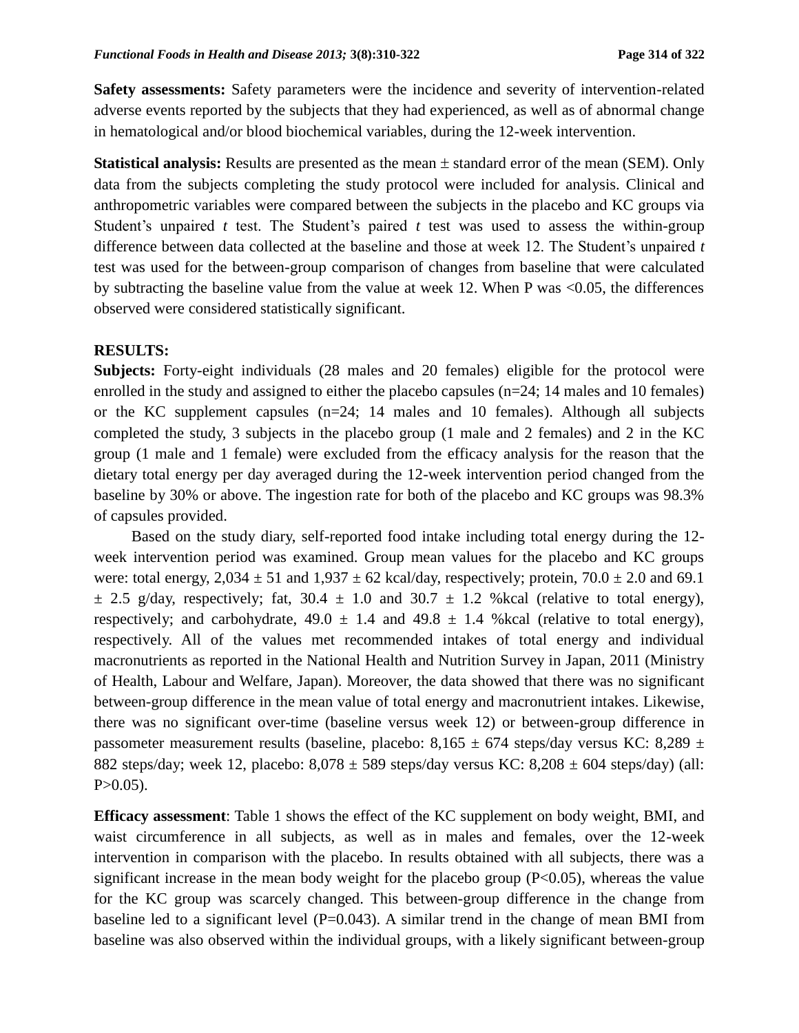**Safety assessments:** Safety parameters were the incidence and severity of intervention-related adverse events reported by the subjects that they had experienced, as well as of abnormal change in hematological and/or blood biochemical variables, during the 12-week intervention.

**Statistical analysis:** Results are presented as the mean ± standard error of the mean (SEM). Only data from the subjects completing the study protocol were included for analysis. Clinical and anthropometric variables were compared between the subjects in the placebo and KC groups via Student's unpaired *t* test. The Student's paired *t* test was used to assess the within-group difference between data collected at the baseline and those at week 12. The Student's unpaired *t* test was used for the between-group comparison of changes from baseline that were calculated by subtracting the baseline value from the value at week 12. When P was <0.05, the differences observed were considered statistically significant.

## RESULTS:

**Subjects:** Forty-eight individuals (28 males and 20 females) eligible for the protocol were enrolled in the study and assigned to either the placebo capsules (n=24; 14 males and 10 females) or the KC supplement capsules (n=24; 14 males and 10 females). Although all subjects completed the study, 3 subjects in the placebo group (1 male and 2 females) and 2 in the KC group (1 male and 1 female) were excluded from the efficacy analysis for the reason that the dietary total energy per day averaged during the 12-week intervention period changed from the baseline by 30% or above. The ingestion rate for both of the placebo and KC groups was 98.3% of capsules provided.

Based on the study diary, self-reported food intake including total energy during the 12-week intervention period was examined. Group mean values for the placebo and KC groups were: total energy, 2,034 ± 51 and 1,937 ± 62 kcal/day, respectively; protein, 70.0 ± 2.0 and 69.1 ± 2.5 g/day, respectively; fat, 30.4 ± 1.0 and 30.7 ± 1.2 %kcal (relative to total energy), respectively; and carbohydrate, 49.0 ± 1.4 and 49.8 ± 1.4 %kcal (relative to total energy), respectively. All of the values met recommended intakes of total energy and individual macronutrients as reported in the National Health and Nutrition Survey in Japan, 2011 (Ministry of Health, Labour and Welfare, Japan). Moreover, the data showed that there was no significant between-group difference in the mean value of total energy and macronutrient intakes. Likewise, there was no significant over-time (baseline versus week 12) or between-group difference in passometer measurement results (baseline, placebo: 8,165 ± 674 steps/day versus KC: 8,289 ± 882 steps/day; week 12, placebo: 8,078 ± 589 steps/day versus KC: 8,208 ± 604 steps/day) (all: P>0.05).

**Efficacy assessment**: Table 1 shows the effect of the KC supplement on body weight, BMI, and waist circumference in all subjects, as well as in males and females, over the 12-week intervention in comparison with the placebo. In results obtained with all subjects, there was a significant increase in the mean body weight for the placebo group (P<0.05), whereas the value for the KC group was scarcely changed. This between-group difference in the change from baseline led to a significant level (P=0.043). A similar trend in the change of mean BMI from baseline was also observed within the individual groups, with a likely significant between-group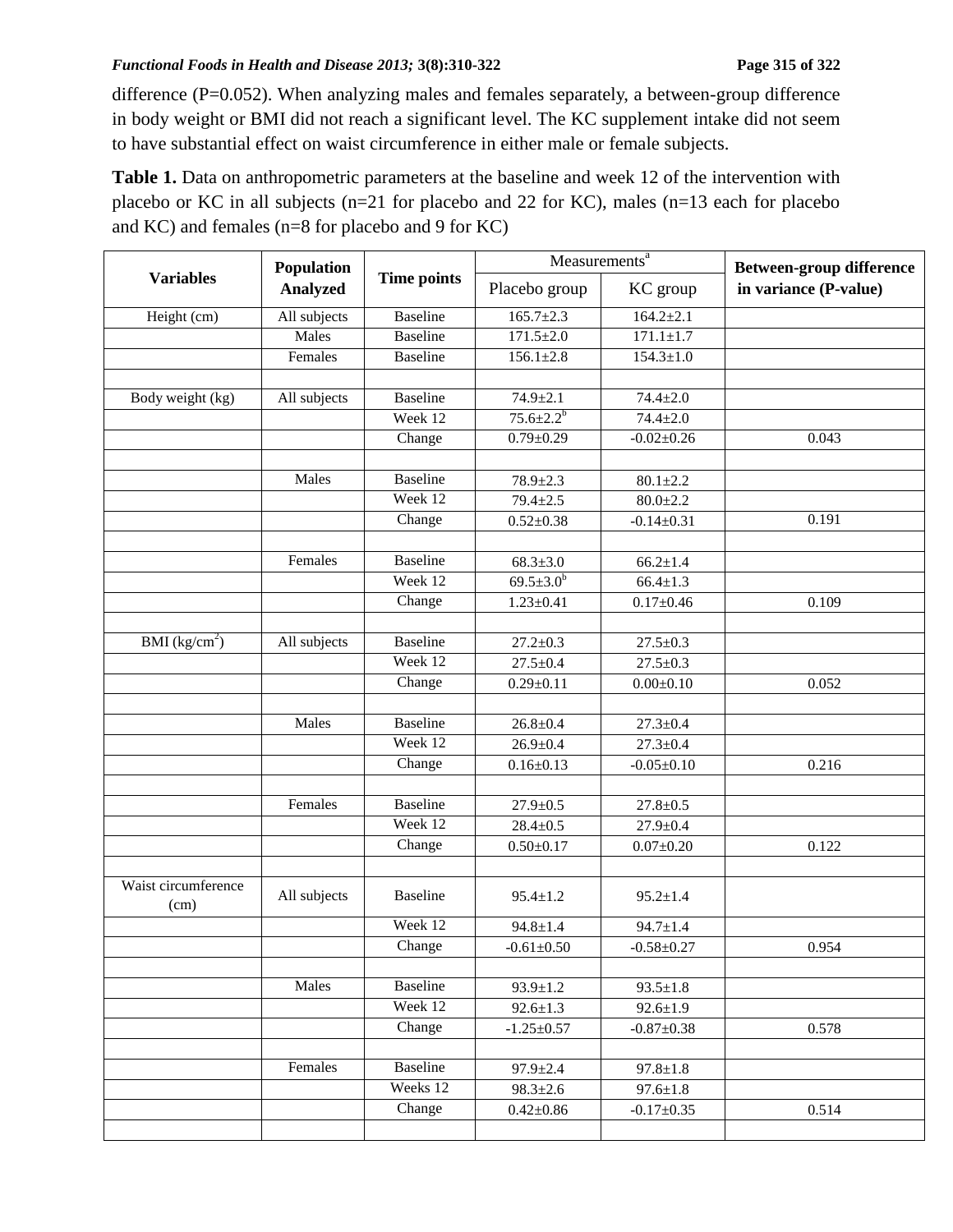difference (P=0.052). When analyzing males and females separately, a between-group difference in body weight or BMI did not reach a significant level. The KC supplement intake did not seem to have substantial effect on waist circumference in either male or female subjects.

**Table 1.** Data on anthropometric parameters at the baseline and week 12 of the intervention with placebo or KC in all subjects (n=21 for placebo and 22 for KC), males (n=13 each for placebo and KC) and females (n=8 for placebo and 9 for KC)

| Variables | Population Analyzed | Time points | Measurements[a] | | Between-group difference in variance (P-value) |
|---|---|---|---|---|---|
| | | | Placebo group | KC group | |
| Height (cm) | All subjects | Baseline | 165.7±2.3 | 164.2±2.1 | |
| | Males | Baseline | 171.5±2.0 | 171.1±1.7 | |
| | Females | Baseline | 156.1±2.8 | 154.3±1.0 | |
| | | | | | |
| Body weight (kg) | All subjects | Baseline | 74.9±2.1 | 74.4±2.0 | |
| | | Week 12 | 75.6±2.2[b] | 74.4±2.0 | |
| | | Change | 0.79±0.29 | -0.02±0.26 | 0.043 |
| | | | | | |
| | Males | Baseline | 78.9±2.3 | 80.1±2.2 | |
| | | Week 12 | 79.4±2.5 | 80.0±2.2 | |
| | | Change | 0.52±0.38 | -0.14±0.31 | 0.191 |
| | | | | | |
| | Females | Baseline | 68.3±3.0 | 66.2±1.4 | |
| | | Week 12 | 69.5±3.0[b] | 66.4±1.3 | |
| | | Change | 1.23±0.41 | 0.17±0.46 | 0.109 |
| | | | | | |
| BMI ($kg/cm^2$) | All subjects | Baseline | 27.2±0.3 | 27.5±0.3 | |
| | | Week 12 | 27.5±0.4 | 27.5±0.3 | |
| | | Change | 0.29±0.11 | 0.00±0.10 | 0.052 |
| | | | | | |
| | Males | Baseline | 26.8±0.4 | 27.3±0.4 | |
| | | Week 12 | 26.9±0.4 | 27.3±0.4 | |
| | | Change | 0.16±0.13 | -0.05±0.10 | 0.216 |
| | | | | | |
| | Females | Baseline | 27.9±0.5 | 27.8±0.5 | |
| | | Week 12 | 28.4±0.5 | 27.9±0.4 | |
| | | Change | 0.50±0.17 | 0.07±0.20 | 0.122 |
| | | | | | |
| Waist circumference (cm) | All subjects | Baseline | 95.4±1.2 | 95.2±1.4 | |
| | | Week 12 | 94.8±1.4 | 94.7±1.4 | |
| | | Change | -0.61±0.50 | -0.58±0.27 | 0.954 |
| | | | | | |
| | Males | Baseline | 93.9±1.2 | 93.5±1.8 | |
| | | Week 12 | 92.6±1.3 | 92.6±1.9 | |
| | | Change | -1.25±0.57 | -0.87±0.38 | 0.578 |
| | | | | | |
| | Females | Baseline | 97.9±2.4 | 97.8±1.8 | |
| | | Weeks 12 | 98.3±2.6 | 97.6±1.8 | |
| | | Change | 0.42±0.86 | -0.17±0.35 | 0.514 |
| | | | | | |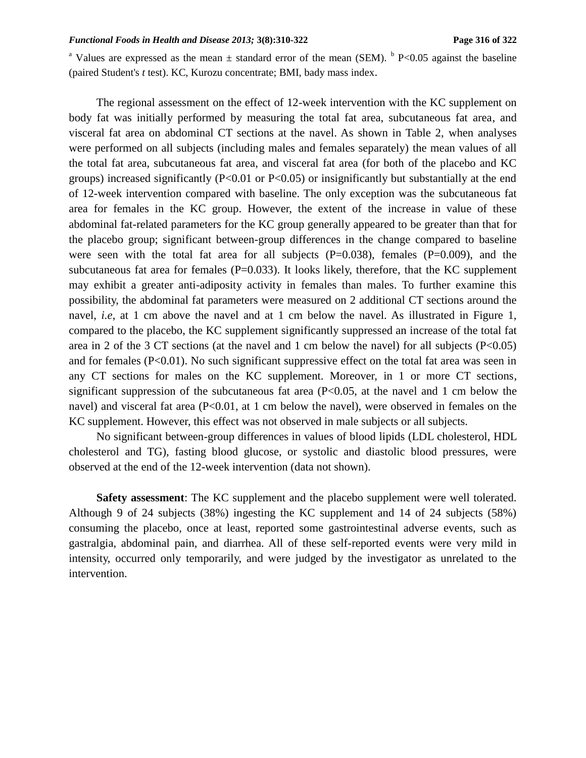[a] Values are expressed as the mean ± standard error of the mean (SEM). [b] P<0.05 against the baseline (paired Student's *t* test). KC, Kurozu concentrate; BMI, body mass index.

The regional assessment on the effect of 12-week intervention with the KC supplement on body fat was initially performed by measuring the total fat area, subcutaneous fat area, and visceral fat area on abdominal CT sections at the navel. As shown in Table 2, when analyses were performed on all subjects (including males and females separately) the mean values of all the total fat area, subcutaneous fat area, and visceral fat area (for both of the placebo and KC groups) increased significantly (P<0.01 or P<0.05) or insignificantly but substantially at the end of 12-week intervention compared with baseline. The only exception was the subcutaneous fat area for females in the KC group. However, the extent of the increase in value of these abdominal fat-related parameters for the KC group generally appeared to be greater than that for the placebo group; significant between-group differences in the change compared to baseline were seen with the total fat area for all subjects (P=0.038), females (P=0.009), and the subcutaneous fat area for females (P=0.033). It looks likely, therefore, that the KC supplement may exhibit a greater anti-adiposity activity in females than males. To further examine this possibility, the abdominal fat parameters were measured on 2 additional CT sections around the navel, *i.e*, at 1 cm above the navel and at 1 cm below the navel. As illustrated in Figure 1, compared to the placebo, the KC supplement significantly suppressed an increase of the total fat area in 2 of the 3 CT sections (at the navel and 1 cm below the navel) for all subjects (P<0.05) and for females (P<0.01). No such significant suppressive effect on the total fat area was seen in any CT sections for males on the KC supplement. Moreover, in 1 or more CT sections, significant suppression of the subcutaneous fat area (P<0.05, at the navel and 1 cm below the navel) and visceral fat area (P<0.01, at 1 cm below the navel), were observed in females on the KC supplement. However, this effect was not observed in male subjects or all subjects.

No significant between-group differences in values of blood lipids (LDL cholesterol, HDL cholesterol and TG), fasting blood glucose, or systolic and diastolic blood pressures, were observed at the end of the 12-week intervention (data not shown).

**Safety assessment**: The KC supplement and the placebo supplement were well tolerated. Although 9 of 24 subjects (38%) ingesting the KC supplement and 14 of 24 subjects (58%) consuming the placebo, once at least, reported some gastrointestinal adverse events, such as gastralgia, abdominal pain, and diarrhea. All of these self-reported events were very mild in intensity, occurred only temporarily, and were judged by the investigator as unrelated to the intervention.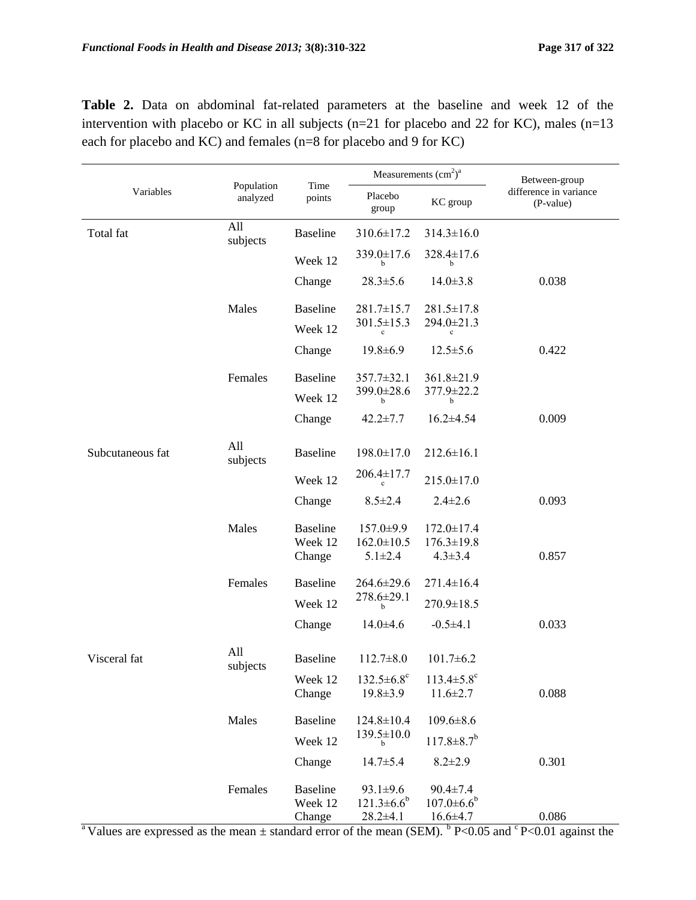**Table 2.** Data on abdominal fat-related parameters at the baseline and week 12 of the intervention with placebo or KC in all subjects (n=21 for placebo and 22 for KC), males (n=13 each for placebo and KC) and females (n=8 for placebo and 9 for KC)

| Variables | Population analyzed | Time points | Measurements (cm$^2$)[a] Placebo group | Measurements (cm$^2$)[a] KC group | Between-group difference in variance (P-value) |
|---|---|---|---|---|---|
| Total fat | All subjects | Baseline | 310.6±17.2 | 314.3±16.0 | |
| | | Week 12 | 339.0±17.6[b] | 328.4±17.6[b] | |
| | | Change | 28.3±5.6 | 14.0±3.8 | 0.038 |
| | Males | Baseline | 281.7±15.7 | 281.5±17.8 | |
| | | Week 12 | 301.5±15.3[c] | 294.0±21.3[c] | |
| | | Change | 19.8±6.9 | 12.5±5.6 | 0.422 |
| | Females | Baseline | 357.7±32.1 | 361.8±21.9 | |
| | | Week 12 | 399.0±28.6[b] | 377.9±22.2[b] | |
| | | Change | 42.2±7.7 | 16.2±4.54 | 0.009 |
| Subcutaneous fat | All subjects | Baseline | 198.0±17.0 | 212.6±16.1 | |
| | | Week 12 | 206.4±17.7[c] | 215.0±17.0 | |
| | | Change | 8.5±2.4 | 2.4±2.6 | 0.093 |
| | Males | Baseline | 157.0±9.9 | 172.0±17.4 | |
| | | Week 12 | 162.0±10.5 | 176.3±19.8 | |
| | | Change | 5.1±2.4 | 4.3±3.4 | 0.857 |
| | Females | Baseline | 264.6±29.6 | 271.4±16.4 | |
| | | Week 12 | 278.6±29.1[b] | 270.9±18.5 | |
| | | Change | 14.0±4.6 | -0.5±4.1 | 0.033 |
| Visceral fat | All subjects | Baseline | 112.7±8.0 | 101.7±6.2 | |
| | | Week 12 | 132.5±6.8[c] | 113.4±5.8[c] | |
| | | Change | 19.8±3.9 | 11.6±2.7 | 0.088 |
| | Males | Baseline | 124.8±10.4 | 109.6±8.6 | |
| | | Week 12 | 139.5±10.0[b] | 117.8±8.7[b] | |
| | | Change | 14.7±5.4 | 8.2±2.9 | 0.301 |
| | Females | Baseline | 93.1±9.6 | 90.4±7.4 | |
| | | Week 12 | 121.3±6.6[b] | 107.0±6.6[b] | |
| | | Change | 28.2±4.1 | 16.6±4.7 | 0.086 |

[a] Values are expressed as the mean ± standard error of the mean (SEM). [b] $P<0.05$ and [c] $P<0.01$ against the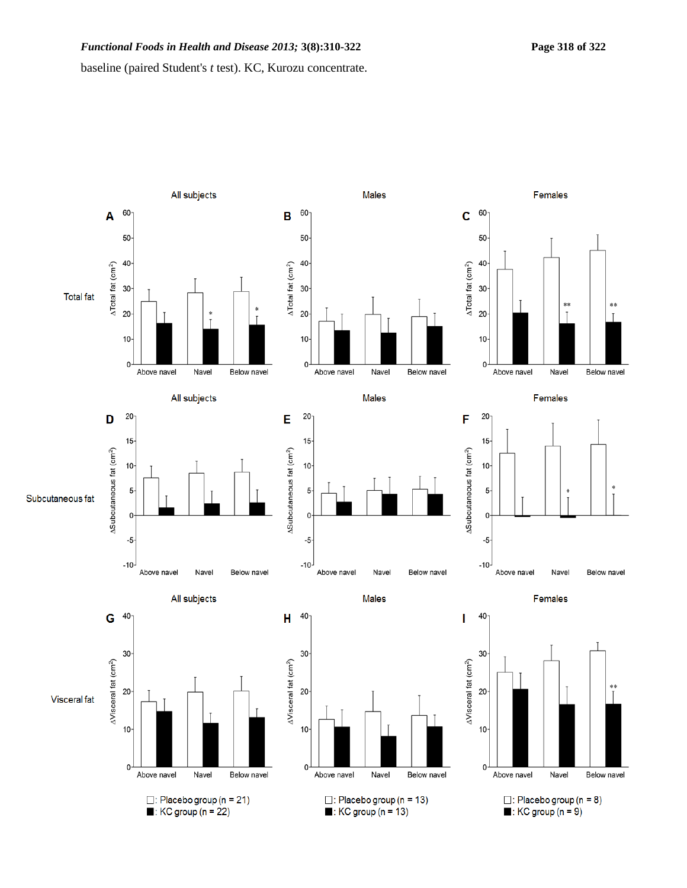baseline (paired Student's *t* test). KC, Kurozu concentrate.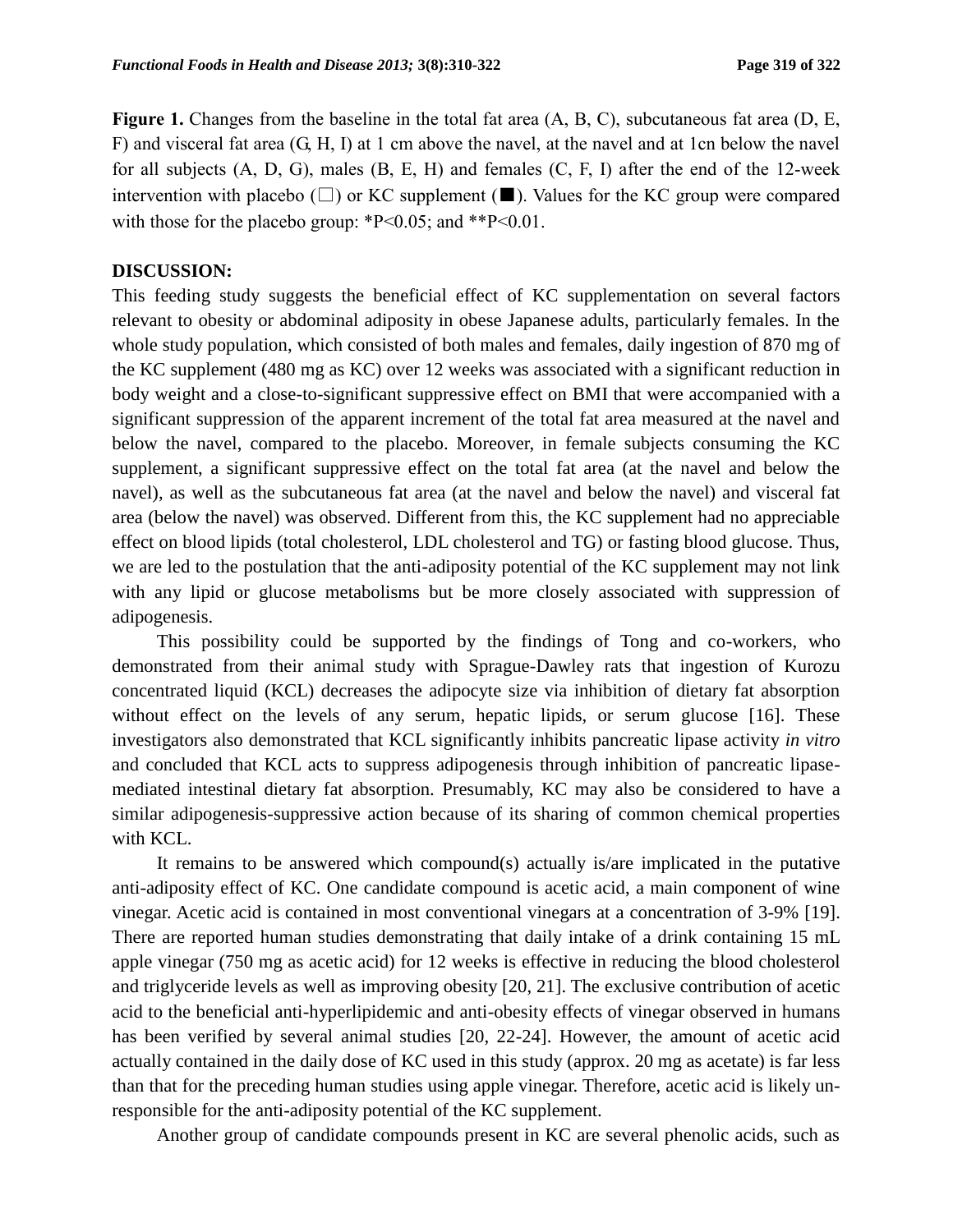**Figure 1.** Changes from the baseline in the total fat area (A, B, C), subcutaneous fat area (D, E, F) and visceral fat area (G, H, I) at 1 cm above the navel, at the navel and at 1cn below the navel for all subjects (A, D, G), males (B, E, H) and females (C, F, I) after the end of the 12-week intervention with placebo (□) or KC supplement (■). Values for the KC group were compared with those for the placebo group: *P<0.05; and **P<0.01.

## DISCUSSION:

This feeding study suggests the beneficial effect of KC supplementation on several factors relevant to obesity or abdominal adiposity in obese Japanese adults, particularly females. In the whole study population, which consisted of both males and females, daily ingestion of 870 mg of the KC supplement (480 mg as KC) over 12 weeks was associated with a significant reduction in body weight and a close-to-significant suppressive effect on BMI that were accompanied with a significant suppression of the apparent increment of the total fat area measured at the navel and below the navel, compared to the placebo. Moreover, in female subjects consuming the KC supplement, a significant suppressive effect on the total fat area (at the navel and below the navel), as well as the subcutaneous fat area (at the navel and below the navel) and visceral fat area (below the navel) was observed. Different from this, the KC supplement had no appreciable effect on blood lipids (total cholesterol, LDL cholesterol and TG) or fasting blood glucose. Thus, we are led to the postulation that the anti-adiposity potential of the KC supplement may not link with any lipid or glucose metabolisms but be more closely associated with suppression of adipogenesis.

This possibility could be supported by the findings of Tong and co-workers, who demonstrated from their animal study with Sprague-Dawley rats that ingestion of Kurozu concentrated liquid (KCL) decreases the adipocyte size via inhibition of dietary fat absorption without effect on the levels of any serum, hepatic lipids, or serum glucose [16]. These investigators also demonstrated that KCL significantly inhibits pancreatic lipase activity *in vitro* and concluded that KCL acts to suppress adipogenesis through inhibition of pancreatic lipase-mediated intestinal dietary fat absorption. Presumably, KC may also be considered to have a similar adipogenesis-suppressive action because of its sharing of common chemical properties with KCL.

It remains to be answered which compound(s) actually is/are implicated in the putative anti-adiposity effect of KC. One candidate compound is acetic acid, a main component of wine vinegar. Acetic acid is contained in most conventional vinegars at a concentration of 3-9% [19]. There are reported human studies demonstrating that daily intake of a drink containing 15 mL apple vinegar (750 mg as acetic acid) for 12 weeks is effective in reducing the blood cholesterol and triglyceride levels as well as improving obesity [20, 21]. The exclusive contribution of acetic acid to the beneficial anti-hyperlipidemic and anti-obesity effects of vinegar observed in humans has been verified by several animal studies [20, 22-24]. However, the amount of acetic acid actually contained in the daily dose of KC used in this study (approx. 20 mg as acetate) is far less than that for the preceding human studies using apple vinegar. Therefore, acetic acid is likely un-responsible for the anti-adiposity potential of the KC supplement.

Another group of candidate compounds present in KC are several phenolic acids, such as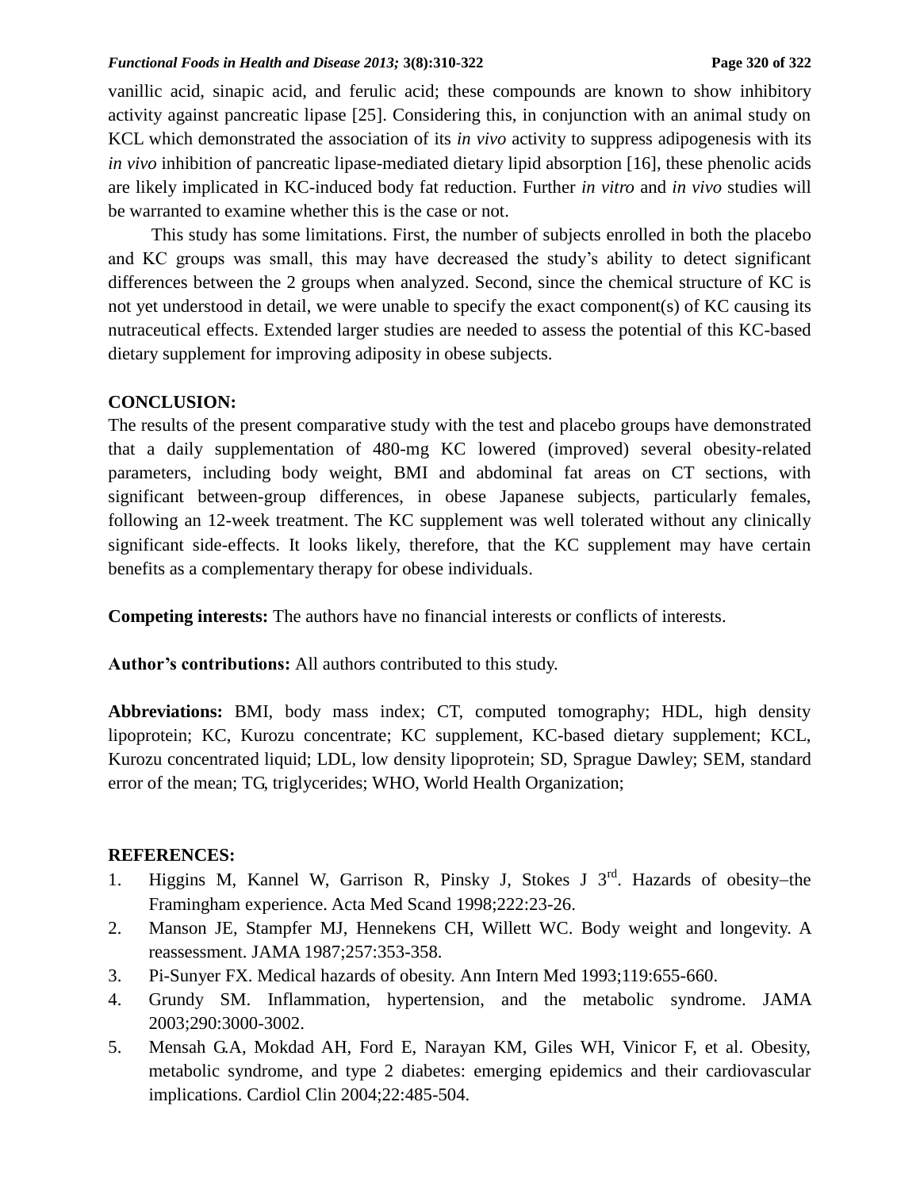vanillic acid, sinapic acid, and ferulic acid; these compounds are known to show inhibitory activity against pancreatic lipase [25]. Considering this, in conjunction with an animal study on KCL which demonstrated the association of its *in vivo* activity to suppress adipogenesis with its *in vivo* inhibition of pancreatic lipase-mediated dietary lipid absorption [16], these phenolic acids are likely implicated in KC-induced body fat reduction. Further *in vitro* and *in vivo* studies will be warranted to examine whether this is the case or not.

This study has some limitations. First, the number of subjects enrolled in both the placebo and KC groups was small, this may have decreased the study's ability to detect significant differences between the 2 groups when analyzed. Second, since the chemical structure of KC is not yet understood in detail, we were unable to specify the exact component(s) of KC causing its nutraceutical effects. Extended larger studies are needed to assess the potential of this KC-based dietary supplement for improving adiposity in obese subjects.

**CONCLUSION:**

The results of the present comparative study with the test and placebo groups have demonstrated that a daily supplementation of 480-mg KC lowered (improved) several obesity-related parameters, including body weight, BMI and abdominal fat areas on CT sections, with significant between-group differences, in obese Japanese subjects, particularly females, following an 12-week treatment. The KC supplement was well tolerated without any clinically significant side-effects. It looks likely, therefore, that the KC supplement may have certain benefits as a complementary therapy for obese individuals.

**Competing interests:** The authors have no financial interests or conflicts of interests.

**Author's contributions:** All authors contributed to this study.

**Abbreviations:** BMI, body mass index; CT, computed tomography; HDL, high density lipoprotein; KC, Kurozu concentrate; KC supplement, KC-based dietary supplement; KCL, Kurozu concentrated liquid; LDL, low density lipoprotein; SD, Sprague Dawley; SEM, standard error of the mean; TG, triglycerides; WHO, World Health Organization;

**REFERENCES:**

1. Higgins M, Kannel W, Garrison R, Pinsky J, Stokes J 3rd. Hazards of obesity–the Framingham experience. Acta Med Scand 1998;222:23-26.
2. Manson JE, Stampfer MJ, Hennekens CH, Willett WC. Body weight and longevity. A reassessment. JAMA 1987;257:353-358.
3. Pi-Sunyer FX. Medical hazards of obesity. Ann Intern Med 1993;119:655-660.
4. Grundy SM. Inflammation, hypertension, and the metabolic syndrome. JAMA 2003;290:3000-3002.
5. Mensah GA, Mokdad AH, Ford E, Narayan KM, Giles WH, Vinicor F, et al. Obesity, metabolic syndrome, and type 2 diabetes: emerging epidemics and their cardiovascular implications. Cardiol Clin 2004;22:485-504.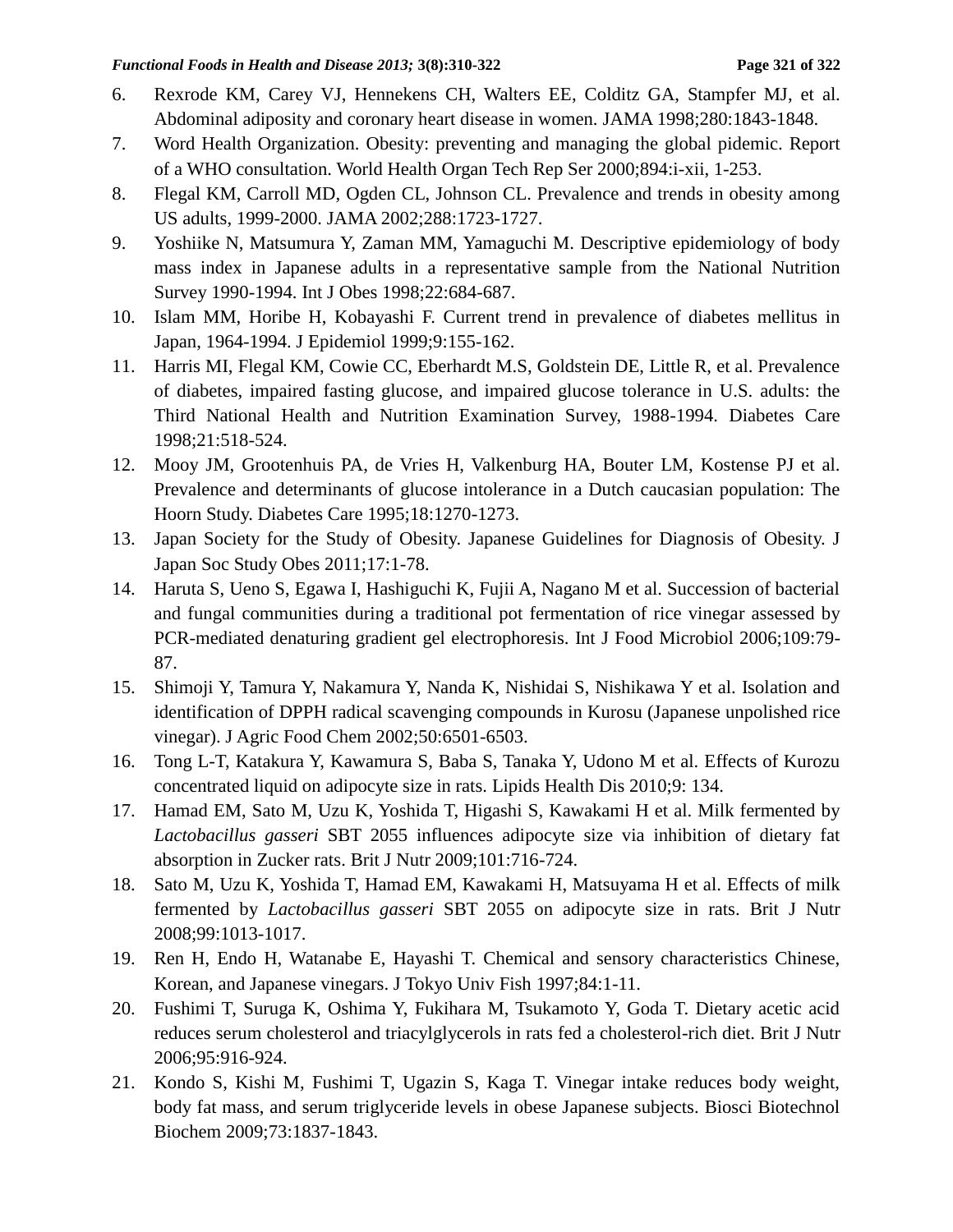6. Rexrode KM, Carey VJ, Hennekens CH, Walters EE, Colditz GA, Stampfer MJ, et al. Abdominal adiposity and coronary heart disease in women. JAMA 1998;280:1843-1848.
7. Word Health Organization. Obesity: preventing and managing the global pidemic. Report of a WHO consultation. World Health Organ Tech Rep Ser 2000;894:i-xii, 1-253.
8. Flegal KM, Carroll MD, Ogden CL, Johnson CL. Prevalence and trends in obesity among US adults, 1999-2000. JAMA 2002;288:1723-1727.
9. Yoshiike N, Matsumura Y, Zaman MM, Yamaguchi M. Descriptive epidemiology of body mass index in Japanese adults in a representative sample from the National Nutrition Survey 1990-1994. Int J Obes 1998;22:684-687.
10. Islam MM, Horibe H, Kobayashi F. Current trend in prevalence of diabetes mellitus in Japan, 1964-1994. J Epidemiol 1999;9:155-162.
11. Harris MI, Flegal KM, Cowie CC, Eberhardt M.S, Goldstein DE, Little R, et al. Prevalence of diabetes, impaired fasting glucose, and impaired glucose tolerance in U.S. adults: the Third National Health and Nutrition Examination Survey, 1988-1994. Diabetes Care 1998;21:518-524.
12. Mooy JM, Grootenhuis PA, de Vries H, Valkenburg HA, Bouter LM, Kostense PJ et al. Prevalence and determinants of glucose intolerance in a Dutch caucasian population: The Hoorn Study. Diabetes Care 1995;18:1270-1273.
13. Japan Society for the Study of Obesity. Japanese Guidelines for Diagnosis of Obesity. J Japan Soc Study Obes 2011;17:1-78.
14. Haruta S, Ueno S, Egawa I, Hashiguchi K, Fujii A, Nagano M et al. Succession of bacterial and fungal communities during a traditional pot fermentation of rice vinegar assessed by PCR-mediated denaturing gradient gel electrophoresis. Int J Food Microbiol 2006;109:79-87.
15. Shimoji Y, Tamura Y, Nakamura Y, Nanda K, Nishidai S, Nishikawa Y et al. Isolation and identification of DPPH radical scavenging compounds in Kurosu (Japanese unpolished rice vinegar). J Agric Food Chem 2002;50:6501-6503.
16. Tong L-T, Katakura Y, Kawamura S, Baba S, Tanaka Y, Udono M et al. Effects of Kurozu concentrated liquid on adipocyte size in rats. Lipids Health Dis 2010;9: 134.
17. Hamad EM, Sato M, Uzu K, Yoshida T, Higashi S, Kawakami H et al. Milk fermented by *Lactobacillus gasseri* SBT 2055 influences adipocyte size via inhibition of dietary fat absorption in Zucker rats. Brit J Nutr 2009;101:716-724.
18. Sato M, Uzu K, Yoshida T, Hamad EM, Kawakami H, Matsuyama H et al. Effects of milk fermented by *Lactobacillus gasseri* SBT 2055 on adipocyte size in rats. Brit J Nutr 2008;99:1013-1017.
19. Ren H, Endo H, Watanabe E, Hayashi T. Chemical and sensory characteristics Chinese, Korean, and Japanese vinegars. J Tokyo Univ Fish 1997;84:1-11.
20. Fushimi T, Suruga K, Oshima Y, Fukihara M, Tsukamoto Y, Goda T. Dietary acetic acid reduces serum cholesterol and triacylglycerols in rats fed a cholesterol-rich diet. Brit J Nutr 2006;95:916-924.
21. Kondo S, Kishi M, Fushimi T, Ugazin S, Kaga T. Vinegar intake reduces body weight, body fat mass, and serum triglyceride levels in obese Japanese subjects. Biosci Biotechnol Biochem 2009;73:1837-1843.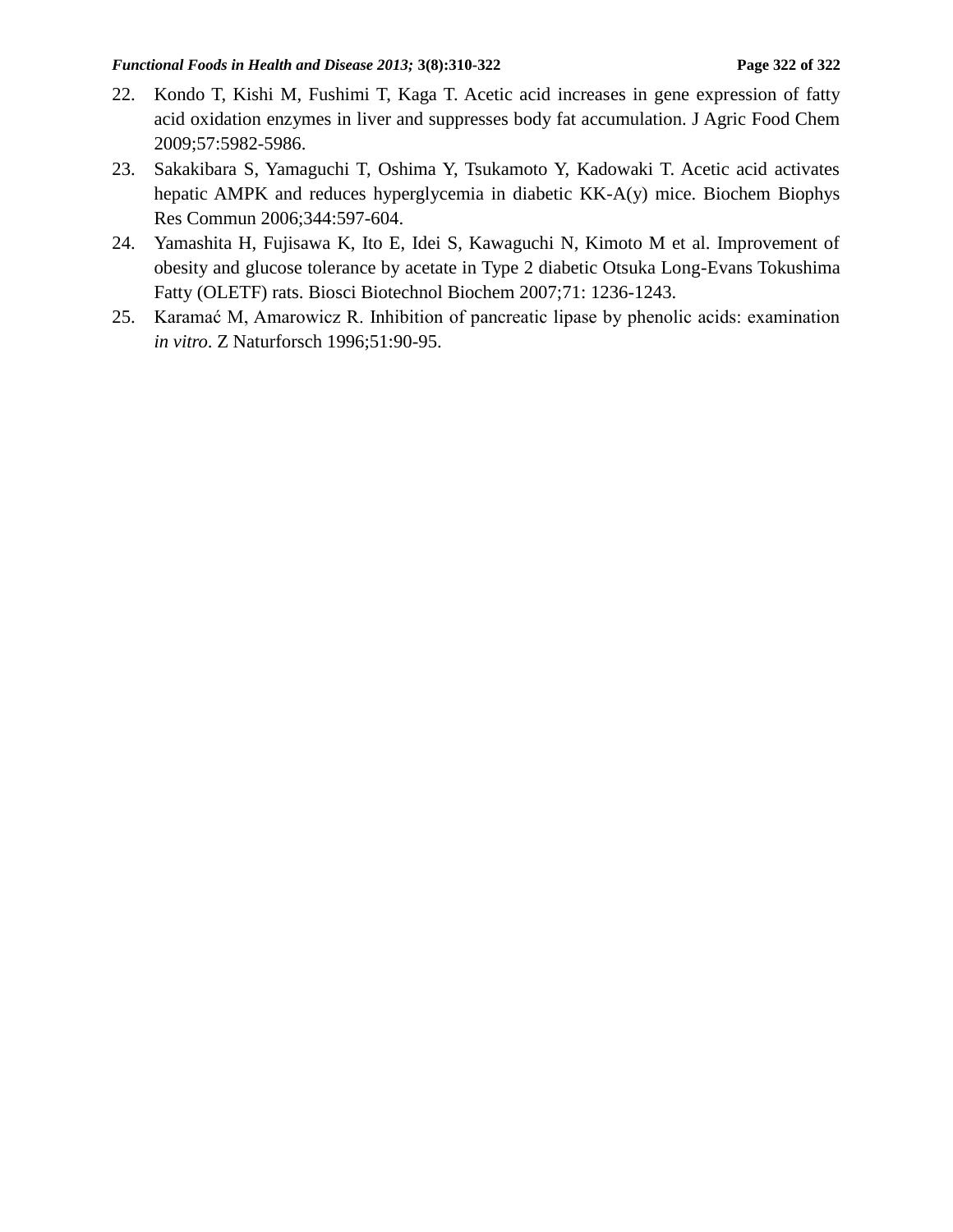22. Kondo T, Kishi M, Fushimi T, Kaga T. Acetic acid increases in gene expression of fatty acid oxidation enzymes in liver and suppresses body fat accumulation. J Agric Food Chem 2009;57:5982-5986.
23. Sakakibara S, Yamaguchi T, Oshima Y, Tsukamoto Y, Kadowaki T. Acetic acid activates hepatic AMPK and reduces hyperglycemia in diabetic KK-A(y) mice. Biochem Biophys Res Commun 2006;344:597-604.
24. Yamashita H, Fujisawa K, Ito E, Idei S, Kawaguchi N, Kimoto M et al. Improvement of obesity and glucose tolerance by acetate in Type 2 diabetic Otsuka Long-Evans Tokushima Fatty (OLETF) rats. Biosci Biotechnol Biochem 2007;71: 1236-1243.
25. Karamać M, Amarowicz R. Inhibition of pancreatic lipase by phenolic acids: examination *in vitro*. Z Naturforsch 1996;51:90-95.